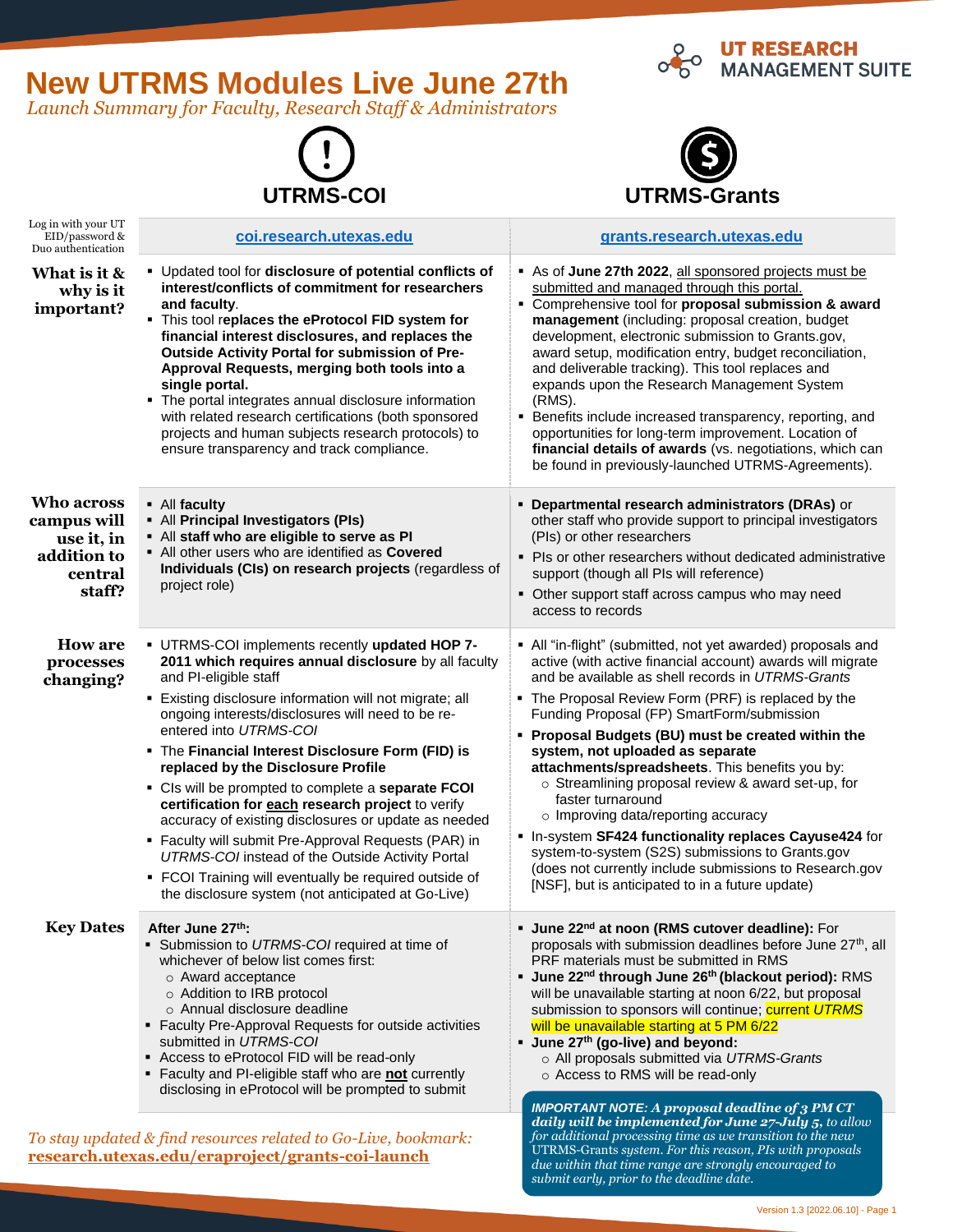# New UTRMS Modules Live June 27th

*Launch Summary for Faculty, Research Staff & Administrators*

UT RESEARCH MANAGEMENT SUITE

| | UTRMS-COI | UTRMS-Grants |
|---|---|---|
| Log in with your UT EID/password & Duo authentication | coi.research.utexas.edu | grants.research.utexas.edu |
| **What is it & why is it important?** | ▪ Updated tool for **disclosure of potential conflicts of interest/conflicts of commitment for researchers and faculty**.<br>▪ This tool r**eplaces the eProtocol FID system for financial interest disclosures, and replaces the Outside Activity Portal for submission of Pre-Approval Requests, merging both tools into a single portal.**<br>▪ The portal integrates annual disclosure information with related research certifications (both sponsored projects and human subjects research protocols) to ensure transparency and track compliance. | ▪ As of **June 27th 2022**, all sponsored projects must be submitted and managed through this portal.<br>▪ Comprehensive tool for **proposal submission & award management** (including: proposal creation, budget development, electronic submission to Grants.gov, award setup, modification entry, budget reconciliation, and deliverable tracking). This tool replaces and expands upon the Research Management System (RMS).<br>▪ Benefits include increased transparency, reporting, and opportunities for long-term improvement. Location of **financial details of awards** (vs. negotiations, which can be found in previously-launched UTRMS-Agreements). |
| **Who across campus will use it, in addition to central staff?** | ▪ All **faculty**<br>▪ All **Principal Investigators (PIs)**<br>▪ All **staff who are eligible to serve as PI**<br>▪ All other users who are identified as **Covered Individuals (CIs) on research projects** (regardless of project role) | ▪ **Departmental research administrators (DRAs)** or other staff who provide support to principal investigators (PIs) or other researchers<br>▪ PIs or other researchers without dedicated administrative support (though all PIs will reference)<br>▪ Other support staff across campus who may need access to records |
| **How are processes changing?** | ▪ UTRMS-COI implements recently **updated HOP 7-2011 which requires annual disclosure** by all faculty and PI-eligible staff<br>▪ Existing disclosure information will not migrate; all ongoing interests/disclosures will need to be re-entered into *UTRMS-COI*<br>▪ The **Financial Interest Disclosure Form (FID) is replaced by the Disclosure Profile**<br>▪ CIs will be prompted to complete a **separate FCOI certification for <u>each</u> research project** to verify accuracy of existing disclosures or update as needed<br>▪ Faculty will submit Pre-Approval Requests (PAR) in *UTRMS-COI* instead of the Outside Activity Portal<br>▪ FCOI Training will eventually be required outside of the disclosure system (not anticipated at Go-Live) | ▪ All "in-flight" (submitted, not yet awarded) proposals and active (with active financial account) awards will migrate and be available as shell records in *UTRMS-Grants*<br>▪ The Proposal Review Form (PRF) is replaced by the Funding Proposal (FP) SmartForm/submission<br>▪ **Proposal Budgets (BU) must be created within the system, not uploaded as separate attachments/spreadsheets**. This benefits you by:<br>&nbsp;&nbsp;○ Streamlining proposal review & award set-up, for faster turnaround<br>&nbsp;&nbsp;○ Improving data/reporting accuracy<br>▪ In-system **SF424 functionality replaces Cayuse424** for system-to-system (S2S) submissions to Grants.gov (does not currently include submissions to Research.gov [NSF], but is anticipated to in a future update) |
| **Key Dates** | **After June 27th:**<br>▪ Submission to *UTRMS-COI* required at time of whichever of below list comes first:<br>&nbsp;&nbsp;○ Award acceptance<br>&nbsp;&nbsp;○ Addition to IRB protocol<br>&nbsp;&nbsp;○ Annual disclosure deadline<br>▪ Faculty Pre-Approval Requests for outside activities submitted in *UTRMS-COI*<br>▪ Access to eProtocol FID will be read-only<br>▪ Faculty and PI-eligible staff who are **<u>not</u>** currently disclosing in eProtocol will be prompted to submit | ▪ **June 22nd at noon (RMS cutover deadline):** For proposals with submission deadlines before June 27th, all PRF materials must be submitted in RMS<br>▪ **June 22nd through June 26th (blackout period):** RMS will be unavailable starting at noon 6/22, but proposal submission to sponsors will continue; current *UTRMS* will be unavailable starting at 5 PM 6/22<br>▪ **June 27th (go-live) and beyond:**<br>&nbsp;&nbsp;○ All proposals submitted via *UTRMS-Grants*<br>&nbsp;&nbsp;○ Access to RMS will be read-only |

***IMPORTANT NOTE: A proposal deadline of 3 PM CT daily will be implemented for June 27-July 5,** to allow for additional processing time as we transition to the new UTRMS-Grants system. For this reason, PIs with proposals due within that time range are strongly encouraged to submit early, prior to the deadline date.*

*To stay updated & find resources related to Go-Live, bookmark:* **research.utexas.edu/eraproject/grants-coi-launch**

Version 1.3 [2022.06.10]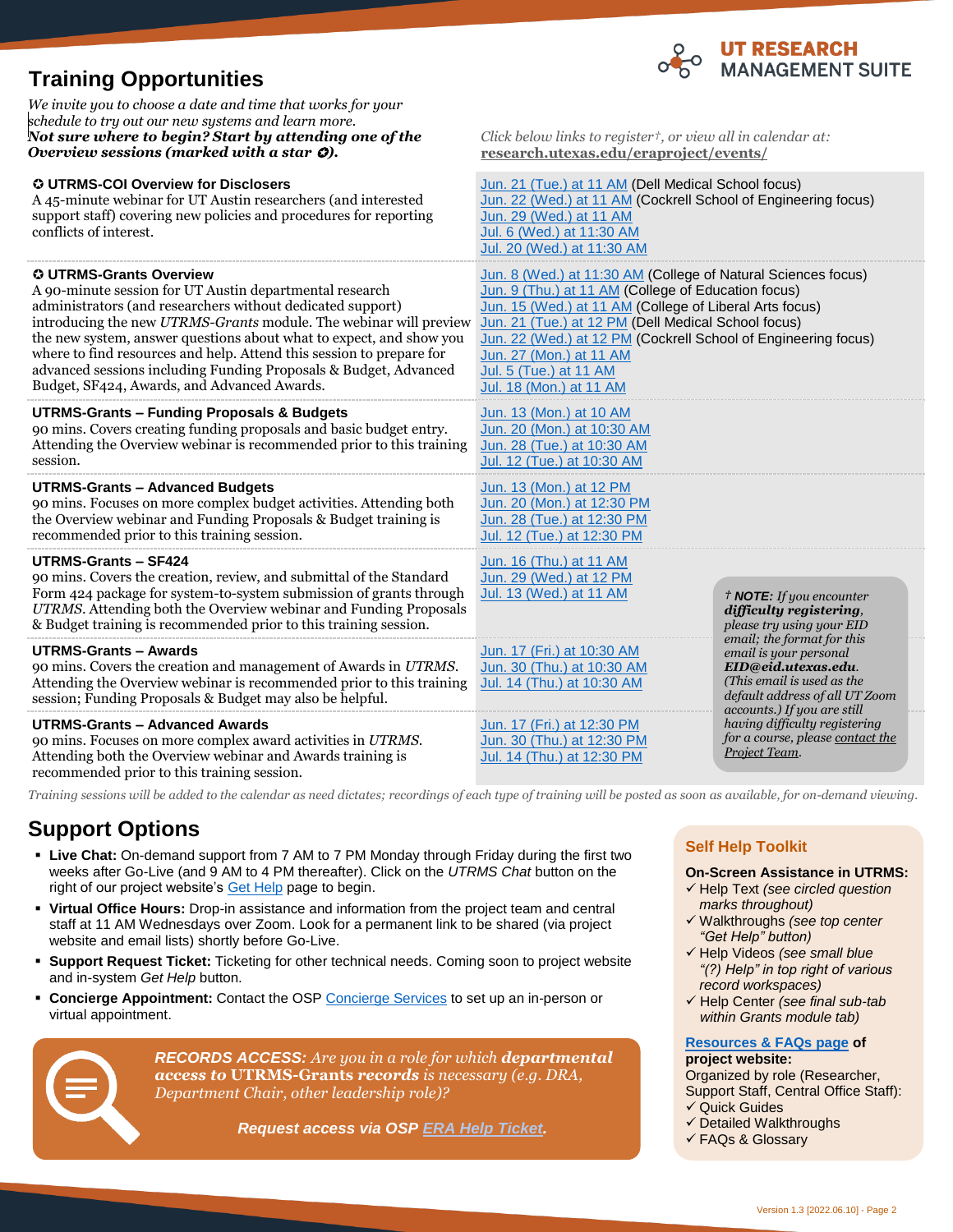UT RESEARCH MANAGEMENT SUITE

# Training Opportunities

*We invite you to choose a date and time that works for your schedule to try out our new systems and learn more.*
***Not sure where to begin? Start by attending one of the Overview sessions (marked with a star ✪).***

*Click below links to register†, or view all in calendar at:* **research.utexas.edu/eraproject/events/**

| | |
|---|---|
| **✪ UTRMS-COI Overview for Disclosers**<br>A 45-minute webinar for UT Austin researchers (and interested support staff) covering new policies and procedures for reporting conflicts of interest. | Jun. 21 (Tue.) at 11 AM (Dell Medical School focus)<br>Jun. 22 (Wed.) at 11 AM (Cockrell School of Engineering focus)<br>Jun. 29 (Wed.) at 11 AM<br>Jul. 6 (Wed.) at 11:30 AM<br>Jul. 20 (Wed.) at 11:30 AM |
| **✪ UTRMS-Grants Overview**<br>A 90-minute session for UT Austin departmental research administrators (and researchers without dedicated support) introducing the new *UTRMS-Grants* module. The webinar will preview the new system, answer questions about what to expect, and show you where to find resources and help. Attend this session to prepare for advanced sessions including Funding Proposals & Budget, Advanced Budget, SF424, Awards, and Advanced Awards. | Jun. 8 (Wed.) at 11:30 AM (College of Natural Sciences focus)<br>Jun. 9 (Thu.) at 11 AM (College of Education focus)<br>Jun. 15 (Wed.) at 11 AM (College of Liberal Arts focus)<br>Jun. 21 (Tue.) at 12 PM (Dell Medical School focus)<br>Jun. 22 (Wed.) at 12 PM (Cockrell School of Engineering focus)<br>Jun. 27 (Mon.) at 11 AM<br>Jul. 5 (Tue.) at 11 AM<br>Jul. 18 (Mon.) at 11 AM |
| **UTRMS-Grants – Funding Proposals & Budgets**<br>90 mins. Covers creating funding proposals and basic budget entry. Attending the Overview webinar is recommended prior to this training session. | Jun. 13 (Mon.) at 10 AM<br>Jun. 20 (Mon.) at 10:30 AM<br>Jun. 28 (Tue.) at 10:30 AM<br>Jul. 12 (Tue.) at 10:30 AM |
| **UTRMS-Grants – Advanced Budgets**<br>90 mins. Focuses on more complex budget activities. Attending both the Overview webinar and Funding Proposals & Budget training is recommended prior to this training session. | Jun. 13 (Mon.) at 12 PM<br>Jun. 20 (Mon.) at 12:30 PM<br>Jun. 28 (Tue.) at 12:30 PM<br>Jul. 12 (Tue.) at 12:30 PM |
| **UTRMS-Grants – SF424**<br>90 mins. Covers the creation, review, and submittal of the Standard Form 424 package for system-to-system submission of grants through *UTRMS*. Attending both the Overview webinar and Funding Proposals & Budget training is recommended prior to this training session. | Jun. 16 (Thu.) at 11 AM<br>Jun. 29 (Wed.) at 12 PM<br>Jul. 13 (Wed.) at 11 AM |
| **UTRMS-Grants – Awards**<br>90 mins. Covers the creation and management of Awards in *UTRMS*. Attending the Overview webinar is recommended prior to this training session; Funding Proposals & Budget may also be helpful. | Jun. 17 (Fri.) at 10:30 AM<br>Jun. 30 (Thu.) at 10:30 AM<br>Jul. 14 (Thu.) at 10:30 AM |
| **UTRMS-Grants – Advanced Awards**<br>90 mins. Focuses on more complex award activities in *UTRMS*. Attending both the Overview webinar and Awards training is recommended prior to this training session. | Jun. 17 (Fri.) at 12:30 PM<br>Jun. 30 (Thu.) at 12:30 PM<br>Jul. 14 (Thu.) at 12:30 PM |

† ***NOTE:*** *If you encounter* ***difficulty registering****, please try using your EID email; the format for this email is your personal* ***EID@eid.utexas.edu****. (This email is used as the default address of all UT Zoom accounts.) If you are still having difficulty registering for a course, please contact the Project Team.*

*Training sessions will be added to the calendar as need dictates; recordings of each type of training will be posted as soon as available, for on-demand viewing.*

# Support Options

- **Live Chat:** On-demand support from 7 AM to 7 PM Monday through Friday during the first two weeks after Go-Live (and 9 AM to 4 PM thereafter). Click on the *UTRMS Chat* button on the right of our project website's Get Help page to begin.
- **Virtual Office Hours:** Drop-in assistance and information from the project team and central staff at 11 AM Wednesdays over Zoom. Look for a permanent link to be shared (via project website and email lists) shortly before Go-Live.
- **Support Request Ticket:** Ticketing for other technical needs. Coming soon to project website and in-system *Get Help* button.
- **Concierge Appointment:** Contact the OSP Concierge Services to set up an in-person or virtual appointment.

***RECORDS ACCESS:*** *Are you in a role for which* ***departmental access to UTRMS-Grants records*** *is necessary (e.g. DRA, Department Chair, other leadership role)?*

***Request access via OSP ERA Help Ticket.***

## Self Help Toolkit

**On-Screen Assistance in UTRMS:**

- ✓ Help Text *(see circled question marks throughout)*
- ✓ Walkthroughs *(see top center "Get Help" button)*
- ✓ Help Videos *(see small blue "(?) Help" in top right of various record workspaces)*
- ✓ Help Center *(see final sub-tab within Grants module tab)*

**Resources & FAQs page of project website:**
Organized by role (Researcher, Support Staff, Central Office Staff):

- ✓ Quick Guides
- ✓ Detailed Walkthroughs
- ✓ FAQs & Glossary

Version 1.3 [2022.06.10]